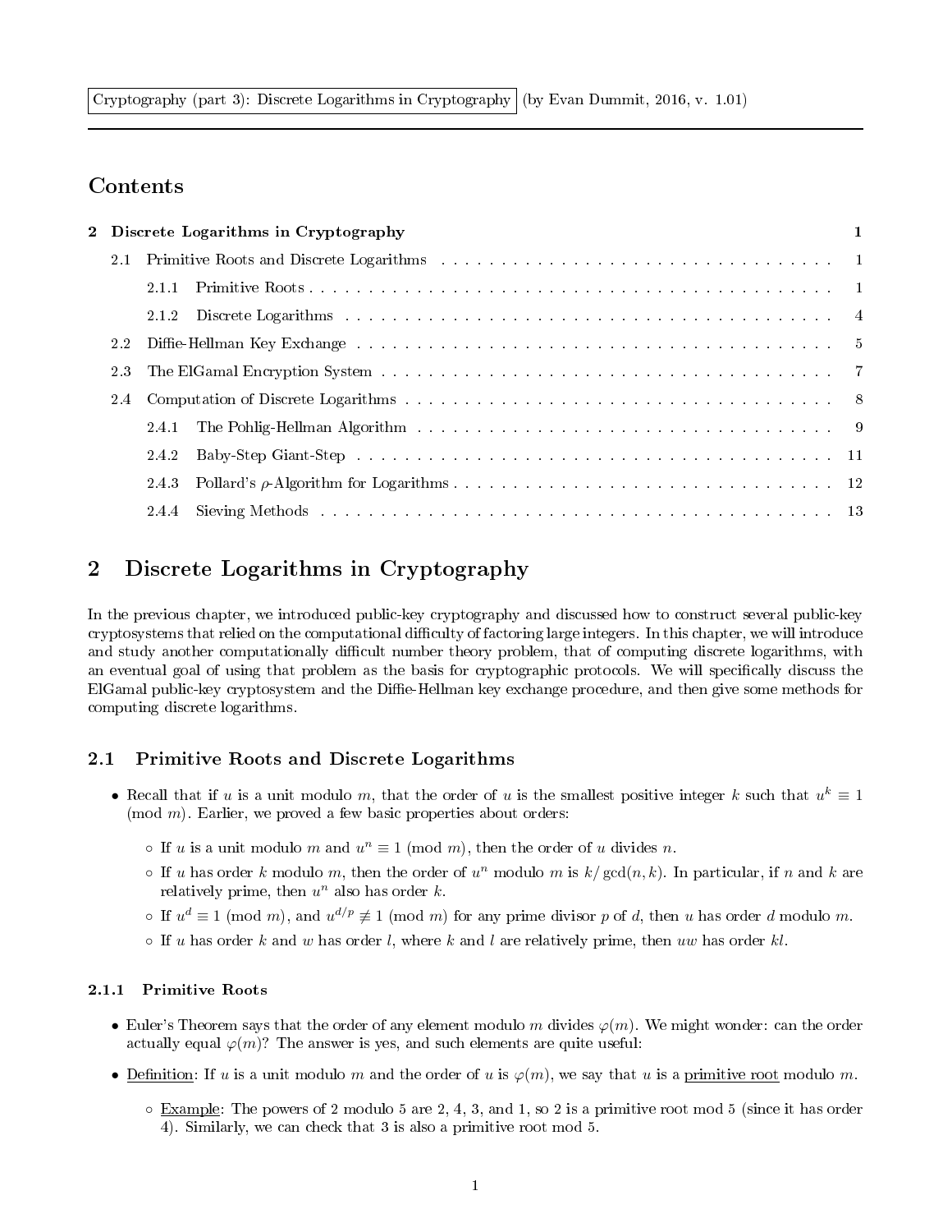Cryptography (part 3): Discrete Logarithms in Cryptography (by Evan Dummit, 2016, v. 1.01)

# Contents

**2 Discrete Logarithms in Cryptography** 1

- 2.1 Primitive Roots and Discrete Logarithms . . . 1
  - 2.1.1 Primitive Roots . . . 1
  - 2.1.2 Discrete Logarithms . . . 4
- 2.2 Diffie-Hellman Key Exchange . . . 5
- 2.3 The ElGamal Encryption System . . . 7
- 2.4 Computation of Discrete Logarithms . . . 8
  - 2.4.1 The Pohlig-Hellman Algorithm . . . 9
  - 2.4.2 Baby-Step Giant-Step . . . 11
  - 2.4.3 Pollard's $\rho$-Algorithm for Logarithms . . . 12
  - 2.4.4 Sieving Methods . . . 13

# 2 Discrete Logarithms in Cryptography

In the previous chapter, we introduced public-key cryptography and discussed how to construct several public-key cryptosystems that relied on the computational difficulty of factoring large integers. In this chapter, we will introduce and study another computationally difficult number theory problem, that of computing discrete logarithms, with an eventual goal of using that problem as the basis for cryptographic protocols. We will specifically discuss the ElGamal public-key cryptosystem and the Diffie-Hellman key exchange procedure, and then give some methods for computing discrete logarithms.

## 2.1 Primitive Roots and Discrete Logarithms

- Recall that if $u$ is a unit modulo $m$, that the order of $u$ is the smallest positive integer $k$ such that $u^k \equiv 1 \pmod{m}$. Earlier, we proved a few basic properties about orders:
  - If $u$ is a unit modulo $m$ and $u^n \equiv 1 \pmod{m}$, then the order of $u$ divides $n$.
  - If $u$ has order $k$ modulo $m$, then the order of $u^n$ modulo $m$ is $k/\gcd(n,k)$. In particular, if $n$ and $k$ are relatively prime, then $u^n$ also has order $k$.
  - If $u^d \equiv 1 \pmod{m}$, and $u^{d/p} \not\equiv 1 \pmod{m}$ for any prime divisor $p$ of $d$, then $u$ has order $d$ modulo $m$.
  - If $u$ has order $k$ and $w$ has order $l$, where $k$ and $l$ are relatively prime, then $uw$ has order $kl$.

### 2.1.1 Primitive Roots

- Euler's Theorem says that the order of any element modulo $m$ divides $\varphi(m)$. We might wonder: can the order actually equal $\varphi(m)$? The answer is yes, and such elements are quite useful:
- Definition: If $u$ is a unit modulo $m$ and the order of $u$ is $\varphi(m)$, we say that $u$ is a primitive root modulo $m$.
  - Example: The powers of 2 modulo 5 are 2, 4, 3, and 1, so 2 is a primitive root mod 5 (since it has order 4). Similarly, we can check that 3 is also a primitive root mod 5.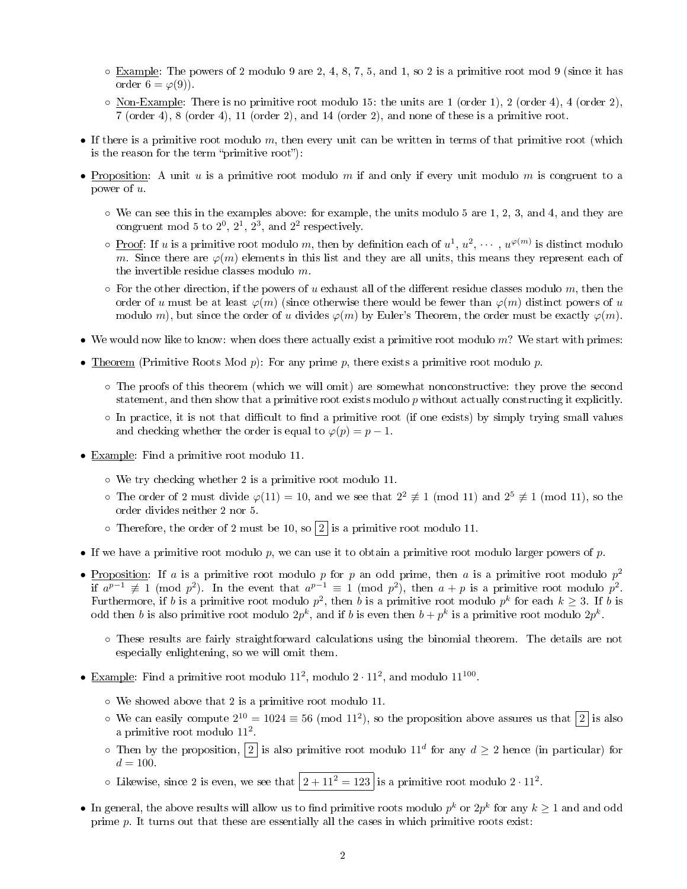- Example: The powers of 2 modulo 9 are 2, 4, 8, 7, 5, and 1, so 2 is a primitive root mod 9 (since it has order $6 = \varphi(9)$).
  - Non-Example: There is no primitive root modulo 15: the units are 1 (order 1), 2 (order 4), 4 (order 2), 7 (order 4), 8 (order 4), 11 (order 2), and 14 (order 2), and none of these is a primitive root.

- If there is a primitive root modulo $m$, then every unit can be written in terms of that primitive root (which is the reason for the term "primitive root"):
- Proposition: A unit $u$ is a primitive root modulo $m$ if and only if every unit modulo $m$ is congruent to a power of $u$.
  - We can see this in the examples above: for example, the units modulo 5 are 1, 2, 3, and 4, and they are congruent mod 5 to $2^0$, $2^1$, $2^3$, and $2^2$ respectively.
  - Proof: If $u$ is a primitive root modulo $m$, then by definition each of $u^1, u^2, \cdots, u^{\varphi(m)}$ is distinct modulo $m$. Since there are $\varphi(m)$ elements in this list and they are all units, this means they represent each of the invertible residue classes modulo $m$.
  - For the other direction, if the powers of $u$ exhaust all of the different residue classes modulo $m$, then the order of $u$ must be at least $\varphi(m)$ (since otherwise there would be fewer than $\varphi(m)$ distinct powers of $u$ modulo $m$), but since the order of $u$ divides $\varphi(m)$ by Euler's Theorem, the order must be exactly $\varphi(m)$.
- We would now like to know: when does there actually exist a primitive root modulo $m$? We start with primes:
- Theorem (Primitive Roots Mod $p$): For any prime $p$, there exists a primitive root modulo $p$.
  - The proofs of this theorem (which we will omit) are somewhat nonconstructive: they prove the second statement, and then show that a primitive root exists modulo $p$ without actually constructing it explicitly.
  - In practice, it is not that difficult to find a primitive root (if one exists) by simply trying small values and checking whether the order is equal to $\varphi(p) = p - 1$.
- Example: Find a primitive root modulo 11.
  - We try checking whether 2 is a primitive root modulo 11.
  - The order of 2 must divide $\varphi(11) = 10$, and we see that $2^2 \not\equiv 1 \pmod{11}$ and $2^5 \not\equiv 1 \pmod{11}$, so the order divides neither 2 nor 5.
  - Therefore, the order of 2 must be 10, so $\boxed{2}$ is a primitive root modulo 11.
- If we have a primitive root modulo $p$, we can use it to obtain a primitive root modulo larger powers of $p$.
- Proposition: If $a$ is a primitive root modulo $p$ for $p$ an odd prime, then $a$ is a primitive root modulo $p^2$ if $a^{p-1} \not\equiv 1 \pmod{p^2}$. In the event that $a^{p-1} \equiv 1 \pmod{p^2}$, then $a + p$ is a primitive root modulo $p^2$. Furthermore, if $b$ is a primitive root modulo $p^2$, then $b$ is a primitive root modulo $p^k$ for each $k \geq 3$. If $b$ is odd then $b$ is also primitive root modulo $2p^k$, and if $b$ is even then $b + p^k$ is a primitive root modulo $2p^k$.
  - These results are fairly straightforward calculations using the binomial theorem. The details are not especially enlightening, so we will omit them.
- Example: Find a primitive root modulo $11^2$, modulo $2 \cdot 11^2$, and modulo $11^{100}$.
  - We showed above that 2 is a primitive root modulo 11.
  - We can easily compute $2^{10} = 1024 \equiv 56 \pmod{11^2}$, so the proposition above assures us that $\boxed{2}$ is also a primitive root modulo $11^2$.
  - Then by the proposition, $\boxed{2}$ is also primitive root modulo $11^d$ for any $d \geq 2$ hence (in particular) for $d = 100$.
  - Likewise, since 2 is even, we see that $\boxed{2 + 11^2 = 123}$ is a primitive root modulo $2 \cdot 11^2$.
- In general, the above results will allow us to find primitive roots modulo $p^k$ or $2p^k$ for any $k \geq 1$ and odd prime $p$. It turns out that these are essentially all the cases in which primitive roots exist: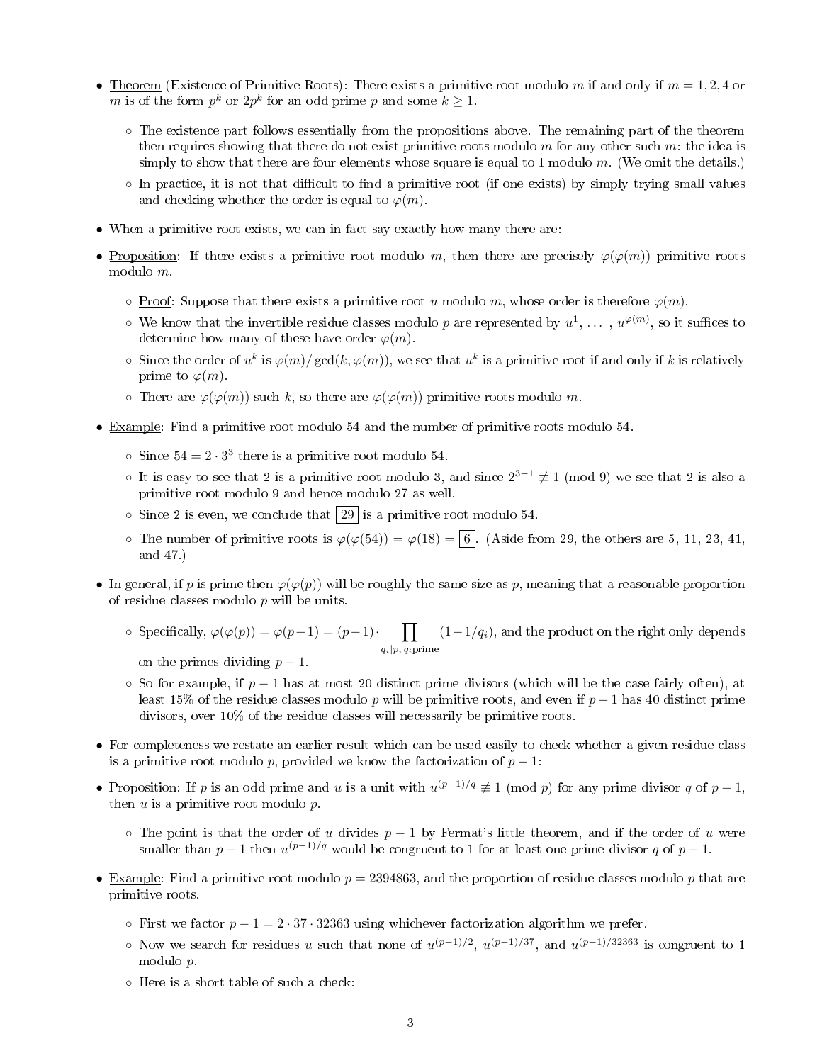- Theorem (Existence of Primitive Roots): There exists a primitive root modulo $m$ if and only if $m = 1, 2, 4$ or $m$ is of the form $p^k$ or $2p^k$ for an odd prime $p$ and some $k \geq 1$.
  - The existence part follows essentially from the propositions above. The remaining part of the theorem then requires showing that there do not exist primitive roots modulo $m$ for any other such $m$: the idea is simply to show that there are four elements whose square is equal to 1 modulo $m$. (We omit the details.)
  - In practice, it is not that difficult to find a primitive root (if one exists) by simply trying small values and checking whether the order is equal to $\varphi(m)$.
- When a primitive root exists, we can in fact say exactly how many there are:
- Proposition: If there exists a primitive root modulo $m$, then there are precisely $\varphi(\varphi(m))$ primitive roots modulo $m$.
  - Proof: Suppose that there exists a primitive root $u$ modulo $m$, whose order is therefore $\varphi(m)$.
  - We know that the invertible residue classes modulo $p$ are represented by $u^1, \dots, u^{\varphi(m)}$, so it suffices to determine how many of these have order $\varphi(m)$.
  - Since the order of $u^k$ is $\varphi(m)/\gcd(k, \varphi(m))$, we see that $u^k$ is a primitive root if and only if $k$ is relatively prime to $\varphi(m)$.
  - There are $\varphi(\varphi(m))$ such $k$, so there are $\varphi(\varphi(m))$ primitive roots modulo $m$.
- Example: Find a primitive root modulo 54 and the number of primitive roots modulo 54.
  - Since $54 = 2 \cdot 3^3$ there is a primitive root modulo 54.
  - It is easy to see that 2 is a primitive root modulo 3, and since $2^{3-1} \not\equiv 1 \pmod 9$ we see that 2 is also a primitive root modulo 9 and hence modulo 27 as well.
  - Since 2 is even, we conclude that $\boxed{29}$ is a primitive root modulo 54.
  - The number of primitive roots is $\varphi(\varphi(54)) = \varphi(18) = \boxed{6}$. (Aside from 29, the others are 5, 11, 23, 41, and 47.)
- In general, if $p$ is prime then $\varphi(\varphi(p))$ will be roughly the same size as $p$, meaning that a reasonable proportion of residue classes modulo $p$ will be units.
  - Specifically, $\varphi(\varphi(p)) = \varphi(p-1) = (p-1) \cdot \prod_{q_i | p,\, q_i \text{prime}} (1 - 1/q_i)$, and the product on the right only depends on the primes dividing $p - 1$.
  - So for example, if $p - 1$ has at most 20 distinct prime divisors (which will be the case fairly often), at least 15% of the residue classes modulo $p$ will be primitive roots, and even if $p - 1$ has 40 distinct prime divisors, over 10% of the residue classes will necessarily be primitive roots.
- For completeness we restate an earlier result which can be used easily to check whether a given residue class is a primitive root modulo $p$, provided we know the factorization of $p - 1$:
- Proposition: If $p$ is an odd prime and $u$ is a unit with $u^{(p-1)/q} \not\equiv 1 \pmod p$ for any prime divisor $q$ of $p - 1$, then $u$ is a primitive root modulo $p$.
  - The point is that the order of $u$ divides $p - 1$ by Fermat's little theorem, and if the order of $u$ were smaller than $p - 1$ then $u^{(p-1)/q}$ would be congruent to 1 for at least one prime divisor $q$ of $p - 1$.
- Example: Find a primitive root modulo $p = 2394863$, and the proportion of residue classes modulo $p$ that are primitive roots.
  - First we factor $p - 1 = 2 \cdot 37 \cdot 32363$ using whichever factorization algorithm we prefer.
  - Now we search for residues $u$ such that none of $u^{(p-1)/2}$, $u^{(p-1)/37}$, and $u^{(p-1)/32363}$ is congruent to 1 modulo $p$.
  - Here is a short table of such a check: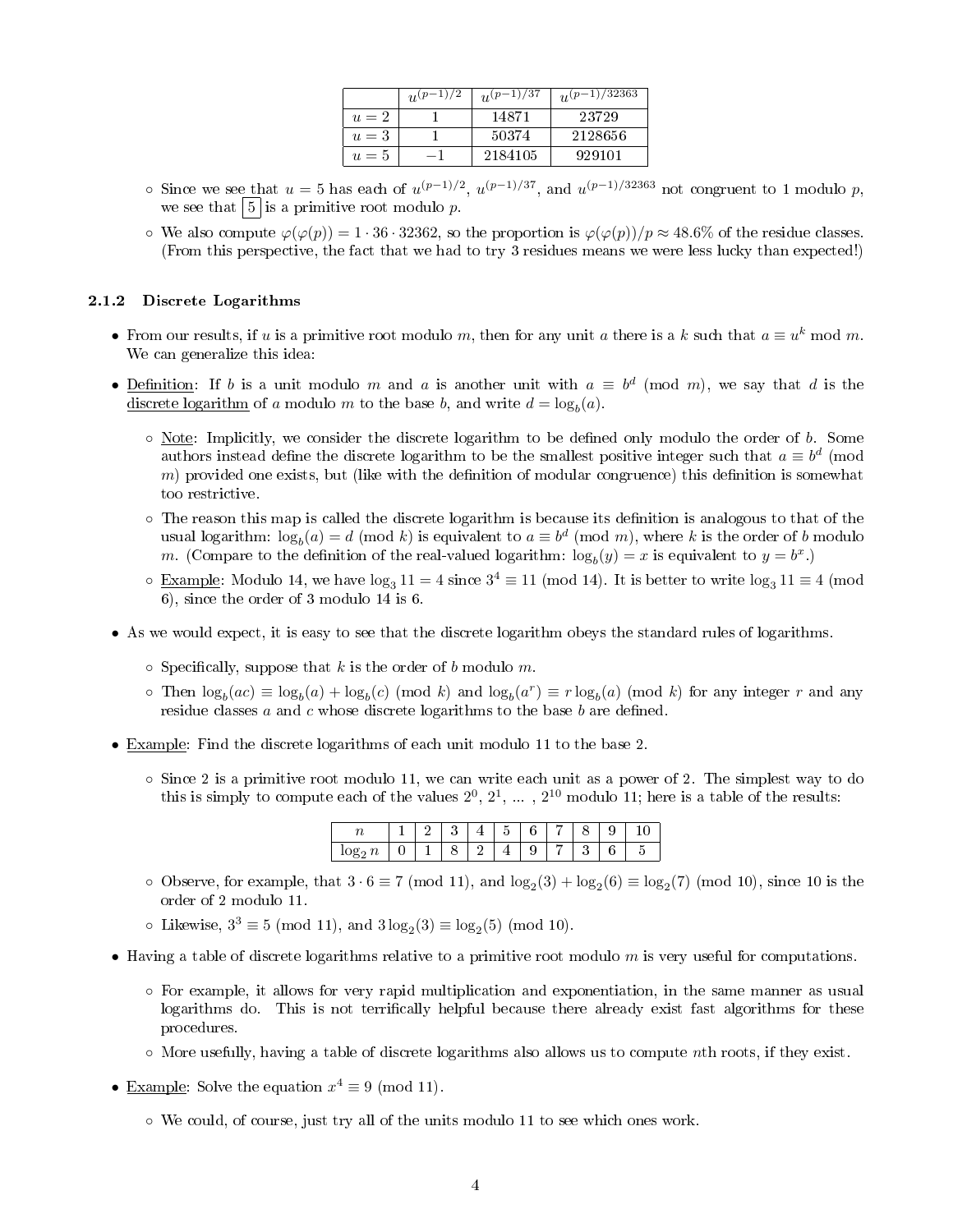| | $u^{(p-1)/2}$ | $u^{(p-1)/37}$ | $u^{(p-1)/32363}$ |
|---|---|---|---|
| $u = 2$ | 1 | 14871 | 23729 |
| $u = 3$ | 1 | 50374 | 2128656 |
| $u = 5$ | $-1$ | 2184105 | 929101 |

- Since we see that $u = 5$ has each of $u^{(p-1)/2}$, $u^{(p-1)/37}$, and $u^{(p-1)/32363}$ not congruent to 1 modulo $p$, we see that $\boxed{5}$ is a primitive root modulo $p$.
- We also compute $\varphi(\varphi(p)) = 1 \cdot 36 \cdot 32362$, so the proportion is $\varphi(\varphi(p))/p \approx 48.6\%$ of the residue classes. (From this perspective, the fact that we had to try 3 residues means we were less lucky than expected!)

### 2.1.2 Discrete Logarithms

- From our results, if $u$ is a primitive root modulo $m$, then for any unit $a$ there is a $k$ such that $a \equiv u^k \bmod m$. We can generalize this idea:
- Definition: If $b$ is a unit modulo $m$ and $a$ is another unit with $a \equiv b^d \pmod{m}$, we say that $d$ is the discrete logarithm of $a$ modulo $m$ to the base $b$, and write $d = \log_b(a)$.
  - Note: Implicitly, we consider the discrete logarithm to be defined only modulo the order of $b$. Some authors instead define the discrete logarithm to be the smallest positive integer such that $a \equiv b^d$ (mod $m$) provided one exists, but (like with the definition of modular congruence) this definition is somewhat too restrictive.
  - The reason this map is called the discrete logarithm is because its definition is analogous to that of the usual logarithm: $\log_b(a) = d \pmod{k}$ is equivalent to $a \equiv b^d \pmod{m}$, where $k$ is the order of $b$ modulo $m$. (Compare to the definition of the real-valued logarithm: $\log_b(y) = x$ is equivalent to $y = b^x$.)
  - Example: Modulo 14, we have $\log_3 11 = 4$ since $3^4 \equiv 11 \pmod{14}$. It is better to write $\log_3 11 \equiv 4$ (mod 6), since the order of 3 modulo 14 is 6.
- As we would expect, it is easy to see that the discrete logarithm obeys the standard rules of logarithms.
  - Specifically, suppose that $k$ is the order of $b$ modulo $m$.
  - Then $\log_b(ac) \equiv \log_b(a) + \log_b(c) \pmod{k}$ and $\log_b(a^r) \equiv r \log_b(a) \pmod{k}$ for any integer $r$ and any residue classes $a$ and $c$ whose discrete logarithms to the base $b$ are defined.
- Example: Find the discrete logarithms of each unit modulo 11 to the base 2.
  - Since 2 is a primitive root modulo 11, we can write each unit as a power of 2. The simplest way to do this is simply to compute each of the values $2^0, 2^1, \ldots, 2^{10}$ modulo 11; here is a table of the results:

| $n$ | 1 | 2 | 3 | 4 | 5 | 6 | 7 | 8 | 9 | 10 |
|---|---|---|---|---|---|---|---|---|---|---|
| $\log_2 n$ | 0 | 1 | 8 | 2 | 4 | 9 | 7 | 3 | 6 | 5 |

  - Observe, for example, that $3 \cdot 6 \equiv 7 \pmod{11}$, and $\log_2(3) + \log_2(6) \equiv \log_2(7) \pmod{10}$, since 10 is the order of 2 modulo 11.
  - Likewise, $3^3 \equiv 5 \pmod{11}$, and $3\log_2(3) \equiv \log_2(5) \pmod{10}$.
- Having a table of discrete logarithms relative to a primitive root modulo $m$ is very useful for computations.
  - For example, it allows for very rapid multiplication and exponentiation, in the same manner as usual logarithms do. This is not terrifically helpful because there already exist fast algorithms for these procedures.
  - More usefully, having a table of discrete logarithms also allows us to compute $n$th roots, if they exist.
- Example: Solve the equation $x^4 \equiv 9 \pmod{11}$.
  - We could, of course, just try all of the units modulo 11 to see which ones work.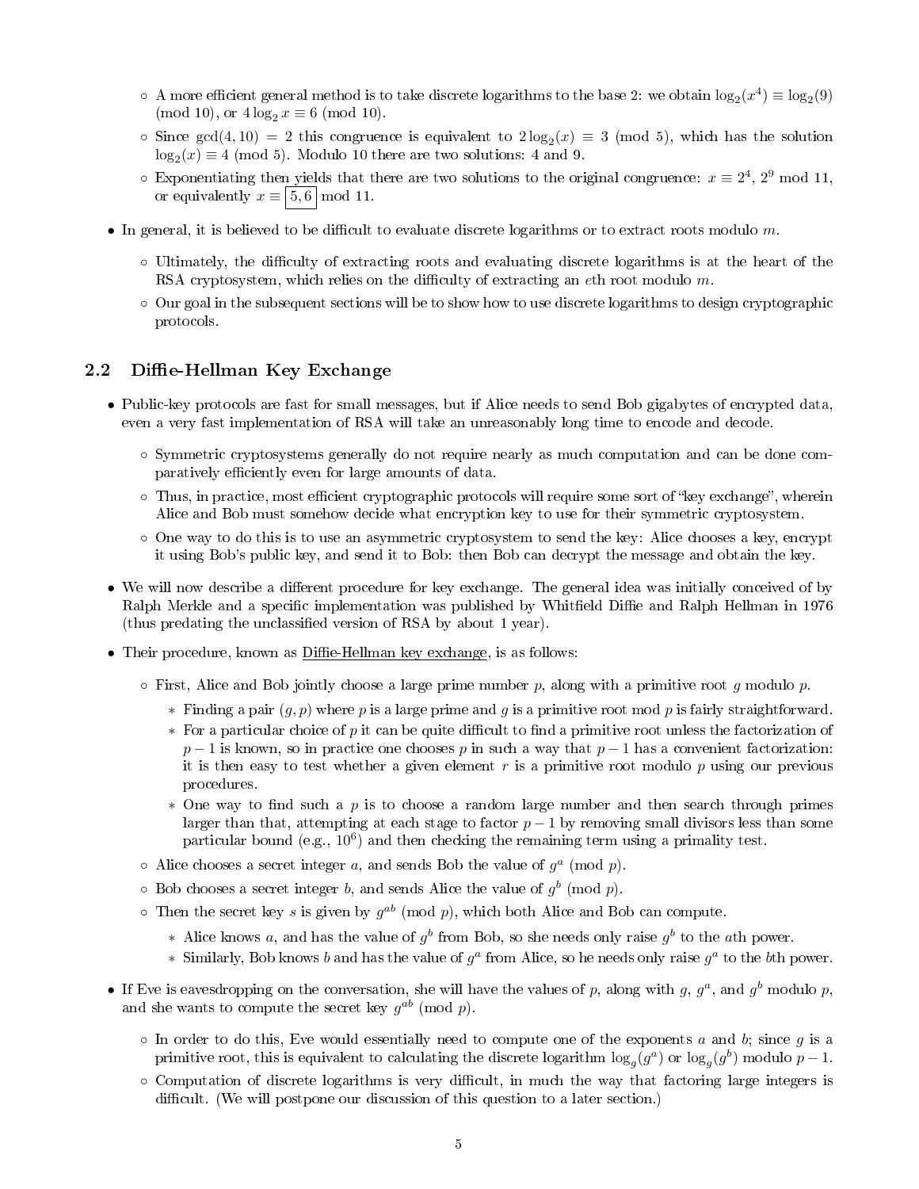- A more efficient general method is to take discrete logarithms to the base 2: we obtain $\log_2(x^4) \equiv \log_2(9) \pmod{10}$, or $4\log_2 x \equiv 6 \pmod{10}$.
- Since $\gcd(4, 10) = 2$ this congruence is equivalent to $2\log_2(x) \equiv 3 \pmod 5$, which has the solution $\log_2(x) \equiv 4 \pmod 5$. Modulo 10 there are two solutions: 4 and 9.
- Exponentiating then yields that there are two solutions to the original congruence: $x \equiv 2^4, 2^9 \bmod 11$, or equivalently $x \equiv \boxed{5, 6} \bmod 11$.

- In general, it is believed to be difficult to evaluate discrete logarithms or to extract roots modulo $m$.
  - Ultimately, the difficulty of extracting roots and evaluating discrete logarithms is at the heart of the RSA cryptosystem, which relies on the difficulty of extracting an $e$th root modulo $m$.
  - Our goal in the subsequent sections will be to show how to use discrete logarithms to design cryptographic protocols.

## 2.2 Diffie-Hellman Key Exchange

- Public-key protocols are fast for small messages, but if Alice needs to send Bob gigabytes of encrypted data, even a very fast implementation of RSA will take an unreasonably long time to encode and decode.
  - Symmetric cryptosystems generally do not require nearly as much computation and can be done comparatively efficiently even for large amounts of data.
  - Thus, in practice, most efficient cryptographic protocols will require some sort of "key exchange", wherein Alice and Bob must somehow decide what encryption key to use for their symmetric cryptosystem.
  - One way to do this is to use an asymmetric cryptosystem to send the key: Alice chooses a key, encrypt it using Bob's public key, and send it to Bob: then Bob can decrypt the message and obtain the key.
- We will now describe a different procedure for key exchange. The general idea was initially conceived of by Ralph Merkle and a specific implementation was published by Whitfield Diffie and Ralph Hellman in 1976 (thus predating the unclassified version of RSA by about 1 year).
- Their procedure, known as Diffie-Hellman key exchange, is as follows:
  - First, Alice and Bob jointly choose a large prime number $p$, along with a primitive root $g$ modulo $p$.
    - Finding a pair $(g, p)$ where $p$ is a large prime and $g$ is a primitive root mod $p$ is fairly straightforward.
    - For a particular choice of $p$ it can be quite difficult to find a primitive root unless the factorization of $p-1$ is known, so in practice one chooses $p$ in such a way that $p-1$ has a convenient factorization: it is then easy to test whether a given element $r$ is a primitive root modulo $p$ using our previous procedures.
    - One way to find such a $p$ is to choose a random large number and then search through primes larger than that, attempting at each stage to factor $p-1$ by removing small divisors less than some particular bound (e.g., $10^6$) and then checking the remaining term using a primality test.
  - Alice chooses a secret integer $a$, and sends Bob the value of $g^a \pmod p$.
  - Bob chooses a secret integer $b$, and sends Alice the value of $g^b \pmod p$.
  - Then the secret key $s$ is given by $g^{ab} \pmod p$, which both Alice and Bob can compute.
    - Alice knows $a$, and has the value of $g^b$ from Bob, so she needs only raise $g^b$ to the $a$th power.
    - Similarly, Bob knows $b$ and has the value of $g^a$ from Alice, so he needs only raise $g^a$ to the $b$th power.
- If Eve is eavesdropping on the conversation, she will have the values of $p$, along with $g$, $g^a$, and $g^b$ modulo $p$, and she wants to compute the secret key $g^{ab} \pmod p$.
  - In order to do this, Eve would essentially need to compute one of the exponents $a$ and $b$; since $g$ is a primitive root, this is equivalent to calculating the discrete logarithm $\log_g(g^a)$ or $\log_g(g^b)$ modulo $p-1$.
  - Computation of discrete logarithms is very difficult, in much the way that factoring large integers is difficult. (We will postpone our discussion of this question to a later section.)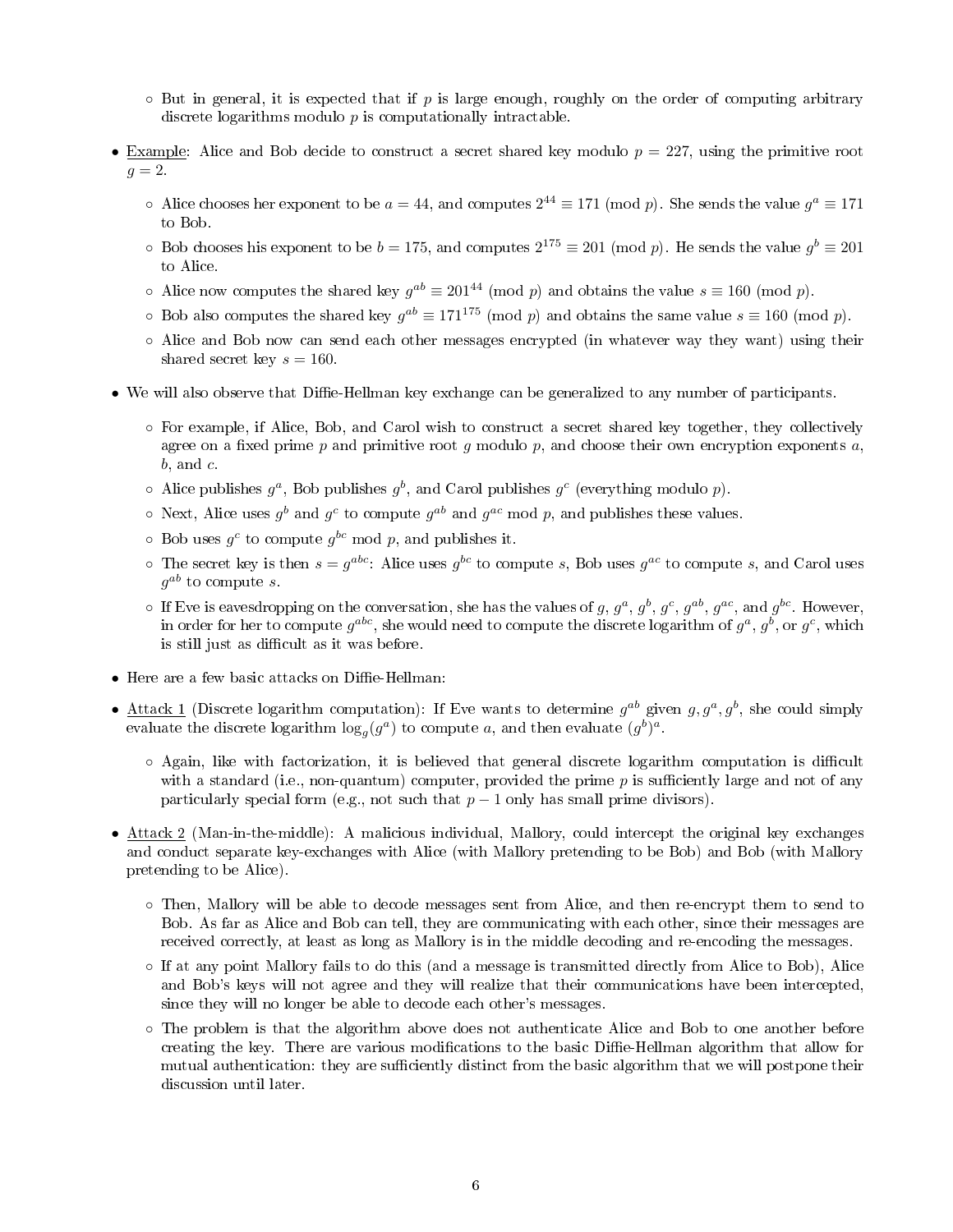- But in general, it is expected that if $p$ is large enough, roughly on the order of computing arbitrary discrete logarithms modulo $p$ is computationally intractable.

- Example: Alice and Bob decide to construct a secret shared key modulo $p = 227$, using the primitive root $g = 2$.
   - Alice chooses her exponent to be $a = 44$, and computes $2^{44} \equiv 171 \pmod{p}$. She sends the value $g^a \equiv 171$ to Bob.
   - Bob chooses his exponent to be $b = 175$, and computes $2^{175} \equiv 201 \pmod{p}$. He sends the value $g^b \equiv 201$ to Alice.
   - Alice now computes the shared key $g^{ab} \equiv 201^{44} \pmod{p}$ and obtains the value $s \equiv 160 \pmod{p}$.
   - Bob also computes the shared key $g^{ab} \equiv 171^{175} \pmod{p}$ and obtains the same value $s \equiv 160 \pmod{p}$.
   - Alice and Bob now can send each other messages encrypted (in whatever way they want) using their shared secret key $s = 160$.

- We will also observe that Diffie-Hellman key exchange can be generalized to any number of participants.
   - For example, if Alice, Bob, and Carol wish to construct a secret shared key together, they collectively agree on a fixed prime $p$ and primitive root $g$ modulo $p$, and choose their own encryption exponents $a$, $b$, and $c$.
   - Alice publishes $g^a$, Bob publishes $g^b$, and Carol publishes $g^c$ (everything modulo $p$).
   - Next, Alice uses $g^b$ and $g^c$ to compute $g^{ab}$ and $g^{ac}$ mod $p$, and publishes these values.
   - Bob uses $g^c$ to compute $g^{bc}$ mod $p$, and publishes it.
   - The secret key is then $s = g^{abc}$: Alice uses $g^{bc}$ to compute $s$, Bob uses $g^{ac}$ to compute $s$, and Carol uses $g^{ab}$ to compute $s$.
   - If Eve is eavesdropping on the conversation, she has the values of $g$, $g^a$, $g^b$, $g^c$, $g^{ab}$, $g^{ac}$, and $g^{bc}$. However, in order for her to compute $g^{abc}$, she would need to compute the discrete logarithm of $g^a$, $g^b$, or $g^c$, which is still just as difficult as it was before.

- Here are a few basic attacks on Diffie-Hellman:

- Attack 1 (Discrete logarithm computation): If Eve wants to determine $g^{ab}$ given $g, g^a, g^b$, she could simply evaluate the discrete logarithm $\log_g(g^a)$ to compute $a$, and then evaluate $(g^b)^a$.
   - Again, like with factorization, it is believed that general discrete logarithm computation is difficult with a standard (i.e., non-quantum) computer, provided the prime $p$ is sufficiently large and not of any particularly special form (e.g., not such that $p - 1$ only has small prime divisors).

- Attack 2 (Man-in-the-middle): A malicious individual, Mallory, could intercept the original key exchanges and conduct separate key-exchanges with Alice (with Mallory pretending to be Bob) and Bob (with Mallory pretending to be Alice).
   - Then, Mallory will be able to decode messages sent from Alice, and then re-encrypt them to send to Bob. As far as Alice and Bob can tell, they are communicating with each other, since their messages are received correctly, at least as long as Mallory is in the middle decoding and re-encoding the messages.
   - If at any point Mallory fails to do this (and a message is transmitted directly from Alice to Bob), Alice and Bob's keys will not agree and they will realize that their communications have been intercepted, since they will no longer be able to decode each other's messages.
   - The problem is that the algorithm above does not authenticate Alice and Bob to one another before creating the key. There are various modifications to the basic Diffie-Hellman algorithm that allow for mutual authentication: they are sufficiently distinct from the basic algorithm that we will postpone their discussion until later.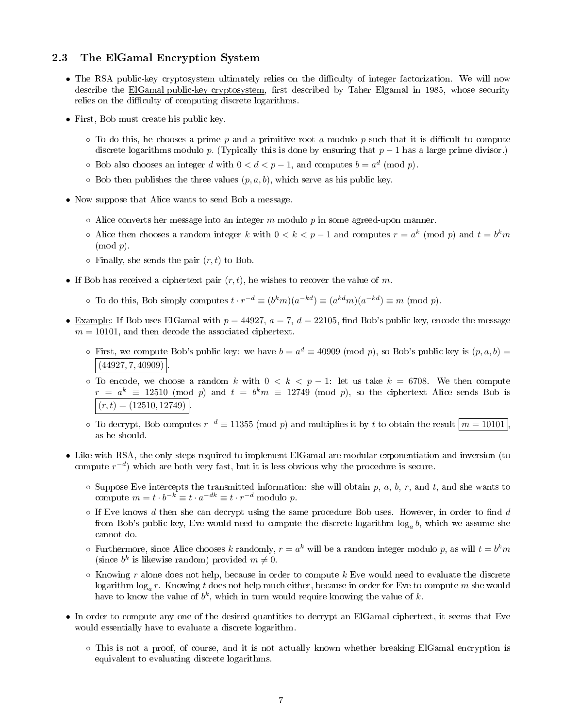### 2.3 The ElGamal Encryption System

- The RSA public-key cryptosystem ultimately relies on the difficulty of integer factorization. We will now describe the ElGamal public-key cryptosystem, first described by Taher Elgamal in 1985, whose security relies on the difficulty of computing discrete logarithms.
- First, Bob must create his public key.
  - To do this, he chooses a prime $p$ and a primitive root $a$ modulo $p$ such that it is difficult to compute discrete logarithms modulo $p$. (Typically this is done by ensuring that $p-1$ has a large prime divisor.)
  - Bob also chooses an integer $d$ with $0 < d < p-1$, and computes $b = a^d \pmod{p}$.
  - Bob then publishes the three values $(p, a, b)$, which serve as his public key.
- Now suppose that Alice wants to send Bob a message.
  - Alice converts her message into an integer $m$ modulo $p$ in some agreed-upon manner.
  - Alice then chooses a random integer $k$ with $0 < k < p-1$ and computes $r = a^k \pmod{p}$ and $t = b^k m \pmod{p}$.
  - Finally, she sends the pair $(r, t)$ to Bob.
- If Bob has received a ciphertext pair $(r, t)$, he wishes to recover the value of $m$.
  - To do this, Bob simply computes $t \cdot r^{-d} \equiv (b^k m)(a^{-kd}) \equiv (a^{kd} m)(a^{-kd}) \equiv m \pmod{p}$.
- Example: If Bob uses ElGamal with $p = 44927$, $a = 7$, $d = 22105$, find Bob's public key, encode the message $m = 10101$, and then decode the associated ciphertext.
  - First, we compute Bob's public key: we have $b = a^d \equiv 40909 \pmod{p}$, so Bob's public key is $(p, a, b) = \boxed{(44927, 7, 40909)}$.
  - To encode, we choose a random $k$ with $0 < k < p-1$: let us take $k = 6708$. We then compute $r = a^k \equiv 12510 \pmod{p}$ and $t = b^k m \equiv 12749 \pmod{p}$, so the ciphertext Alice sends Bob is $\boxed{(r, t) = (12510, 12749)}$.
  - To decrypt, Bob computes $r^{-d} \equiv 11355 \pmod{p}$ and multiplies it by $t$ to obtain the result $\boxed{m = 10101}$, as he should.
- Like with RSA, the only steps required to implement ElGamal are modular exponentiation and inversion (to compute $r^{-d}$) which are both very fast, but it is less obvious why the procedure is secure.
  - Suppose Eve intercepts the transmitted information: she will obtain $p$, $a$, $b$, $r$, and $t$, and she wants to compute $m = t \cdot b^{-k} \equiv t \cdot a^{-dk} \equiv t \cdot r^{-d}$ modulo $p$.
  - If Eve knows $d$ then she can decrypt using the same procedure Bob uses. However, in order to find $d$ from Bob's public key, Eve would need to compute the discrete logarithm $\log_a b$, which we assume she cannot do.
  - Furthermore, since Alice chooses $k$ randomly, $r = a^k$ will be a random integer modulo $p$, as will $t = b^k m$ (since $b^k$ is likewise random) provided $m \neq 0$.
  - Knowing $r$ alone does not help, because in order to compute $k$ Eve would need to evaluate the discrete logarithm $\log_a r$. Knowing $t$ does not help much either, because in order for Eve to compute $m$ she would have to know the value of $b^k$, which in turn would require knowing the value of $k$.
- In order to compute any one of the desired quantities to decrypt an ElGamal ciphertext, it seems that Eve would essentially have to evaluate a discrete logarithm.
  - This is not a proof, of course, and it is not actually known whether breaking ElGamal encryption is equivalent to evaluating discrete logarithms.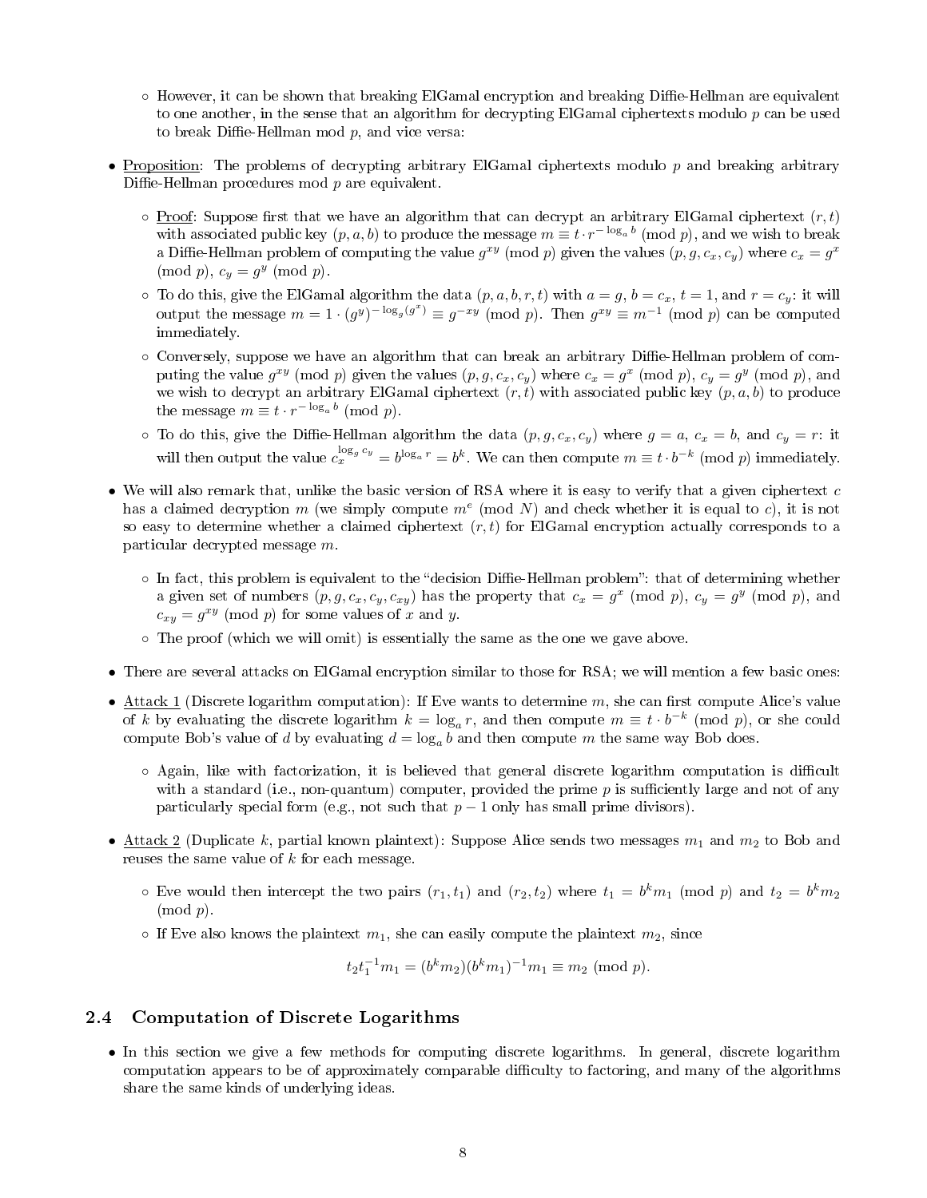- However, it can be shown that breaking ElGamal encryption and breaking Diffie-Hellman are equivalent to one another, in the sense that an algorithm for decrypting ElGamal ciphertexts modulo $p$ can be used to break Diffie-Hellman mod $p$, and vice versa:

- Proposition: The problems of decrypting arbitrary ElGamal ciphertexts modulo $p$ and breaking arbitrary Diffie-Hellman procedures mod $p$ are equivalent.
  - Proof: Suppose first that we have an algorithm that can decrypt an arbitrary ElGamal ciphertext $(r, t)$ with associated public key $(p, a, b)$ to produce the message $m \equiv t \cdot r^{-\log_a b} \pmod{p}$, and we wish to break a Diffie-Hellman problem of computing the value $g^{xy} \pmod{p}$ given the values $(p, g, c_x, c_y)$ where $c_x = g^x \pmod{p}$, $c_y = g^y \pmod{p}$.
  - To do this, give the ElGamal algorithm the data $(p, a, b, r, t)$ with $a = g$, $b = c_x$, $t = 1$, and $r = c_y$: it will output the message $m = 1 \cdot (g^y)^{-\log_g(g^x)} \equiv g^{-xy} \pmod{p}$. Then $g^{xy} \equiv m^{-1} \pmod{p}$ can be computed immediately.
  - Conversely, suppose we have an algorithm that can break an arbitrary Diffie-Hellman problem of computing the value $g^{xy} \pmod{p}$ given the values $(p, g, c_x, c_y)$ where $c_x = g^x \pmod{p}$, $c_y = g^y \pmod{p}$, and we wish to decrypt an arbitrary ElGamal ciphertext $(r, t)$ with associated public key $(p, a, b)$ to produce the message $m \equiv t \cdot r^{-\log_a b} \pmod{p}$.
  - To do this, give the Diffie-Hellman algorithm the data $(p, g, c_x, c_y)$ where $g = a$, $c_x = b$, and $c_y = r$: it will then output the value $c_x^{\log_g c_y} = b^{\log_a r} = b^k$. We can then compute $m \equiv t \cdot b^{-k} \pmod{p}$ immediately.

- We will also remark that, unlike the basic version of RSA where it is easy to verify that a given ciphertext $c$ has a claimed decryption $m$ (we simply compute $m^e \pmod{N}$ and check whether it is equal to $c$), it is not so easy to determine whether a claimed ciphertext $(r, t)$ for ElGamal encryption actually corresponds to a particular decrypted message $m$.
  - In fact, this problem is equivalent to the "decision Diffie-Hellman problem": that of determining whether a given set of numbers $(p, g, c_x, c_y, c_{xy})$ has the property that $c_x = g^x \pmod{p}$, $c_y = g^y \pmod{p}$, and $c_{xy} = g^{xy} \pmod{p}$ for some values of $x$ and $y$.
  - The proof (which we will omit) is essentially the same as the one we gave above.

- There are several attacks on ElGamal encryption similar to those for RSA; we will mention a few basic ones:

- Attack 1 (Discrete logarithm computation): If Eve wants to determine $m$, she can first compute Alice's value of $k$ by evaluating the discrete logarithm $k = \log_a r$, and then compute $m \equiv t \cdot b^{-k} \pmod{p}$, or she could compute Bob's value of $d$ by evaluating $d = \log_a b$ and then compute $m$ the same way Bob does.
  - Again, like with factorization, it is believed that general discrete logarithm computation is difficult with a standard (i.e., non-quantum) computer, provided the prime $p$ is sufficiently large and not of any particularly special form (e.g., not such that $p - 1$ only has small prime divisors).

- Attack 2 (Duplicate $k$, partial known plaintext): Suppose Alice sends two messages $m_1$ and $m_2$ to Bob and reuses the same value of $k$ for each message.
  - Eve would then intercept the two pairs $(r_1, t_1)$ and $(r_2, t_2)$ where $t_1 = b^k m_1 \pmod{p}$ and $t_2 = b^k m_2 \pmod{p}$.
  - If Eve also knows the plaintext $m_1$, she can easily compute the plaintext $m_2$, since

$$t_2 t_1^{-1} m_1 = (b^k m_2)(b^k m_1)^{-1} m_1 \equiv m_2 \pmod{p}.$$

## 2.4 Computation of Discrete Logarithms

- In this section we give a few methods for computing discrete logarithms. In general, discrete logarithm computation appears to be of approximately comparable difficulty to factoring, and many of the algorithms share the same kinds of underlying ideas.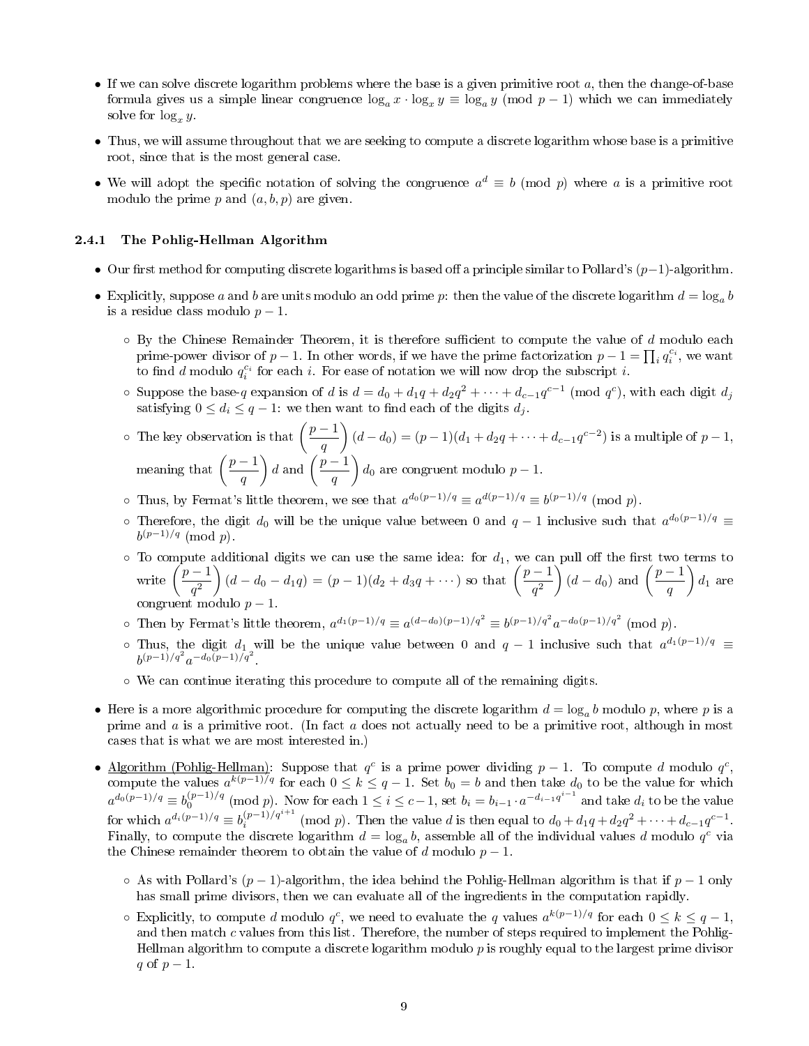- If we can solve discrete logarithm problems where the base is a given primitive root $a$, then the change-of-base formula gives us a simple linear congruence $\log_a x \cdot \log_x y \equiv \log_a y \pmod{p-1}$ which we can immediately solve for $\log_x y$.
- Thus, we will assume throughout that we are seeking to compute a discrete logarithm whose base is a primitive root, since that is the most general case.
- We will adopt the specific notation of solving the congruence $a^d \equiv b \pmod{p}$ where $a$ is a primitive root modulo the prime $p$ and $(a, b, p)$ are given.

### 2.4.1 The Pohlig-Hellman Algorithm

- Our first method for computing discrete logarithms is based off a principle similar to Pollard's $(p-1)$-algorithm.
- Explicitly, suppose $a$ and $b$ are units modulo an odd prime $p$: then the value of the discrete logarithm $d = \log_a b$ is a residue class modulo $p-1$.
  - By the Chinese Remainder Theorem, it is therefore sufficient to compute the value of $d$ modulo each prime-power divisor of $p-1$. In other words, if we have the prime factorization $p - 1 = \prod_i q_i^{c_i}$, we want to find $d$ modulo $q_i^{c_i}$ for each $i$. For ease of notation we will now drop the subscript $i$.
  - Suppose the base-$q$ expansion of $d$ is $d = d_0 + d_1 q + d_2 q^2 + \cdots + d_{c-1} q^{c-1} \pmod{q^c}$, with each digit $d_j$ satisfying $0 \le d_i \le q-1$: we then want to find each of the digits $d_j$.
  - The key observation is that $\left(\dfrac{p-1}{q}\right)(d - d_0) = (p-1)(d_1 + d_2 q + \cdots + d_{c-1} q^{c-2})$ is a multiple of $p-1$, meaning that $\left(\dfrac{p-1}{q}\right) d$ and $\left(\dfrac{p-1}{q}\right) d_0$ are congruent modulo $p-1$.
  - Thus, by Fermat's little theorem, we see that $a^{d_0(p-1)/q} \equiv a^{d(p-1)/q} \equiv b^{(p-1)/q} \pmod{p}$.
  - Therefore, the digit $d_0$ will be the unique value between 0 and $q-1$ inclusive such that $a^{d_0(p-1)/q} \equiv b^{(p-1)/q} \pmod{p}$.
  - To compute additional digits we can use the same idea: for $d_1$, we can pull off the first two terms to write $\left(\dfrac{p-1}{q^2}\right)(d - d_0 - d_1 q) = (p-1)(d_2 + d_3 q + \cdots)$ so that $\left(\dfrac{p-1}{q^2}\right)(d - d_0)$ and $\left(\dfrac{p-1}{q}\right) d_1$ are congruent modulo $p-1$.
  - Then by Fermat's little theorem, $a^{d_1(p-1)/q} \equiv a^{(d-d_0)(p-1)/q^2} \equiv b^{(p-1)/q^2} a^{-d_0(p-1)/q^2} \pmod{p}$.
  - Thus, the digit $d_1$ will be the unique value between 0 and $q-1$ inclusive such that $a^{d_1(p-1)/q} \equiv b^{(p-1)/q^2} a^{-d_0(p-1)/q^2}$.
  - We can continue iterating this procedure to compute all of the remaining digits.
- Here is a more algorithmic procedure for computing the discrete logarithm $d = \log_a b$ modulo $p$, where $p$ is a prime and $a$ is a primitive root. (In fact $a$ does not actually need to be a primitive root, although in most cases that is what we are most interested in.)
- <u>Algorithm (Pohlig-Hellman)</u>: Suppose that $q^c$ is a prime power dividing $p-1$. To compute $d$ modulo $q^c$, compute the values $a^{k(p-1)/q}$ for each $0 \le k \le q-1$. Set $b_0 = b$ and then take $d_0$ to be the value for which $a^{d_0(p-1)/q} \equiv b_0^{(p-1)/q} \pmod{p}$. Now for each $1 \le i \le c-1$, set $b_i = b_{i-1} \cdot a^{-d_{i-1} q^{i-1}}$ and take $d_i$ to be the value for which $a^{d_i(p-1)/q} \equiv b_i^{(p-1)/q^{i+1}} \pmod{p}$. Then the value $d$ is then equal to $d_0 + d_1 q + d_2 q^2 + \cdots + d_{c-1} q^{c-1}$. Finally, to compute the discrete logarithm $d = \log_a b$, assemble all of the individual values $d$ modulo $q^c$ via the Chinese remainder theorem to obtain the value of $d$ modulo $p-1$.
  - As with Pollard's $(p-1)$-algorithm, the idea behind the Pohlig-Hellman algorithm is that if $p-1$ only has small prime divisors, then we can evaluate all of the ingredients in the computation rapidly.
  - Explicitly, to compute $d$ modulo $q^c$, we need to evaluate the $q$ values $a^{k(p-1)/q}$ for each $0 \le k \le q-1$, and then match $c$ values from this list. Therefore, the number of steps required to implement the Pohlig-Hellman algorithm to compute a discrete logarithm modulo $p$ is roughly equal to the largest prime divisor $q$ of $p-1$.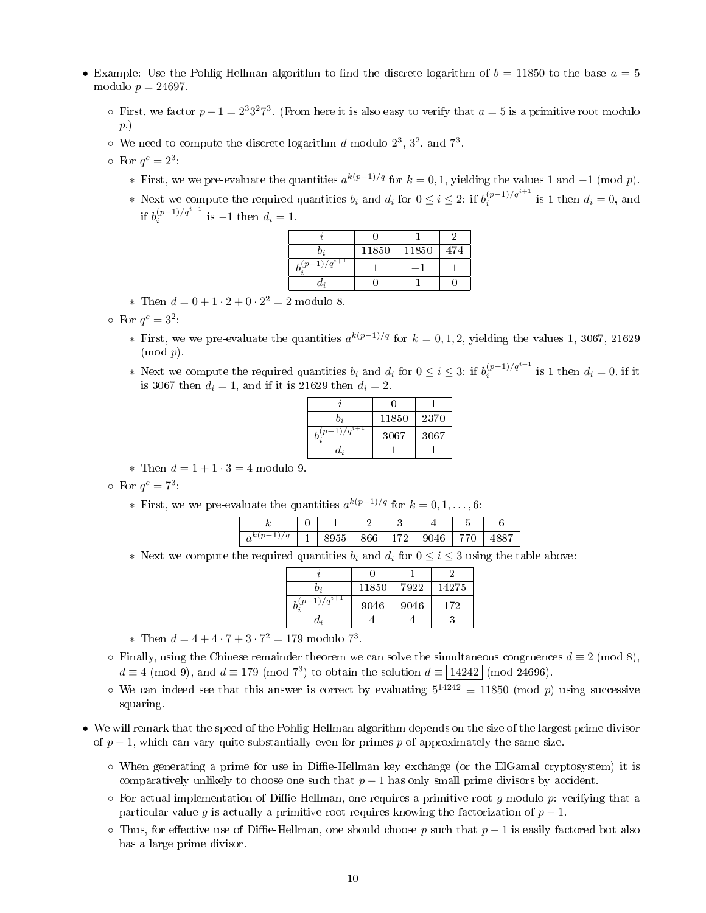- Example: Use the Pohlig-Hellman algorithm to find the discrete logarithm of $b = 11850$ to the base $a = 5$ modulo $p = 24697$.
  - First, we factor $p - 1 = 2^3 3^2 7^3$. (From here it is also easy to verify that $a = 5$ is a primitive root modulo $p$.)
  - We need to compute the discrete logarithm $d$ modulo $2^3$, $3^2$, and $7^3$.
  - For $q^c = 2^3$:
    - First, we we pre-evaluate the quantities $a^{k(p-1)/q}$ for $k = 0, 1$, yielding the values 1 and $-1$ (mod $p$).
    - Next we compute the required quantities $b_i$ and $d_i$ for $0 \le i \le 2$: if $b_i^{(p-1)/q^{i+1}}$ is 1 then $d_i = 0$, and if $b_i^{(p-1)/q^{i+1}}$ is $-1$ then $d_i = 1$.

| $i$ | 0 | 1 | 2 |
|---|---|---|---|
| $b_i$ | 11850 | 11850 | 474 |
| $b_i^{(p-1)/q^{i+1}}$ | 1 | $-1$ | 1 |
| $d_i$ | 0 | 1 | 0 |

    - Then $d = 0 + 1 \cdot 2 + 0 \cdot 2^2 = 2$ modulo 8.
  - For $q^c = 3^2$:
    - First, we we pre-evaluate the quantities $a^{k(p-1)/q}$ for $k = 0, 1, 2$, yielding the values 1, 3067, 21629 (mod $p$).
    - Next we compute the required quantities $b_i$ and $d_i$ for $0 \le i \le 3$: if $b_i^{(p-1)/q^{i+1}}$ is 1 then $d_i = 0$, if it is 3067 then $d_i = 1$, and if it is 21629 then $d_i = 2$.

| $i$ | 0 | 1 |
|---|---|---|
| $b_i$ | 11850 | 2370 |
| $b_i^{(p-1)/q^{i+1}}$ | 3067 | 3067 |
| $d_i$ | 1 | 1 |

    - Then $d = 1 + 1 \cdot 3 = 4$ modulo 9.
  - For $q^c = 7^3$:
    - First, we we pre-evaluate the quantities $a^{k(p-1)/q}$ for $k = 0, 1, \dots, 6$:

| $k$ | 0 | 1 | 2 | 3 | 4 | 5 | 6 |
|---|---|---|---|---|---|---|---|
| $a^{k(p-1)/q}$ | 1 | 8955 | 866 | 172 | 9046 | 770 | 4887 |

    - Next we compute the required quantities $b_i$ and $d_i$ for $0 \le i \le 3$ using the table above:

| $i$ | 0 | 1 | 2 |
|---|---|---|---|
| $b_i$ | 11850 | 7922 | 14275 |
| $b_i^{(p-1)/q^{i+1}}$ | 9046 | 9046 | 172 |
| $d_i$ | 4 | 4 | 3 |

    - Then $d = 4 + 4 \cdot 7 + 3 \cdot 7^2 = 179$ modulo $7^3$.
  - Finally, using the Chinese remainder theorem we can solve the simultaneous congruences $d \equiv 2 \pmod 8$, $d \equiv 4 \pmod 9$, and $d \equiv 179 \pmod{7^3}$ to obtain the solution $d \equiv \boxed{14242} \pmod{24696}$.
  - We can indeed see that this answer is correct by evaluating $5^{14242} \equiv 11850 \pmod p$ using successive squaring.
- We will remark that the speed of the Pohlig-Hellman algorithm depends on the size of the largest prime divisor of $p - 1$, which can vary quite substantially even for primes $p$ of approximately the same size.
  - When generating a prime for use in Diffie-Hellman key exchange (or the ElGamal cryptosystem) it is comparatively unlikely to choose one such that $p - 1$ has only small prime divisors by accident.
  - For actual implementation of Diffie-Hellman, one requires a primitive root $g$ modulo $p$: verifying that a particular value $g$ is actually a primitive root requires knowing the factorization of $p - 1$.
  - Thus, for effective use of Diffie-Hellman, one should choose $p$ such that $p - 1$ is easily factored but also has a large prime divisor.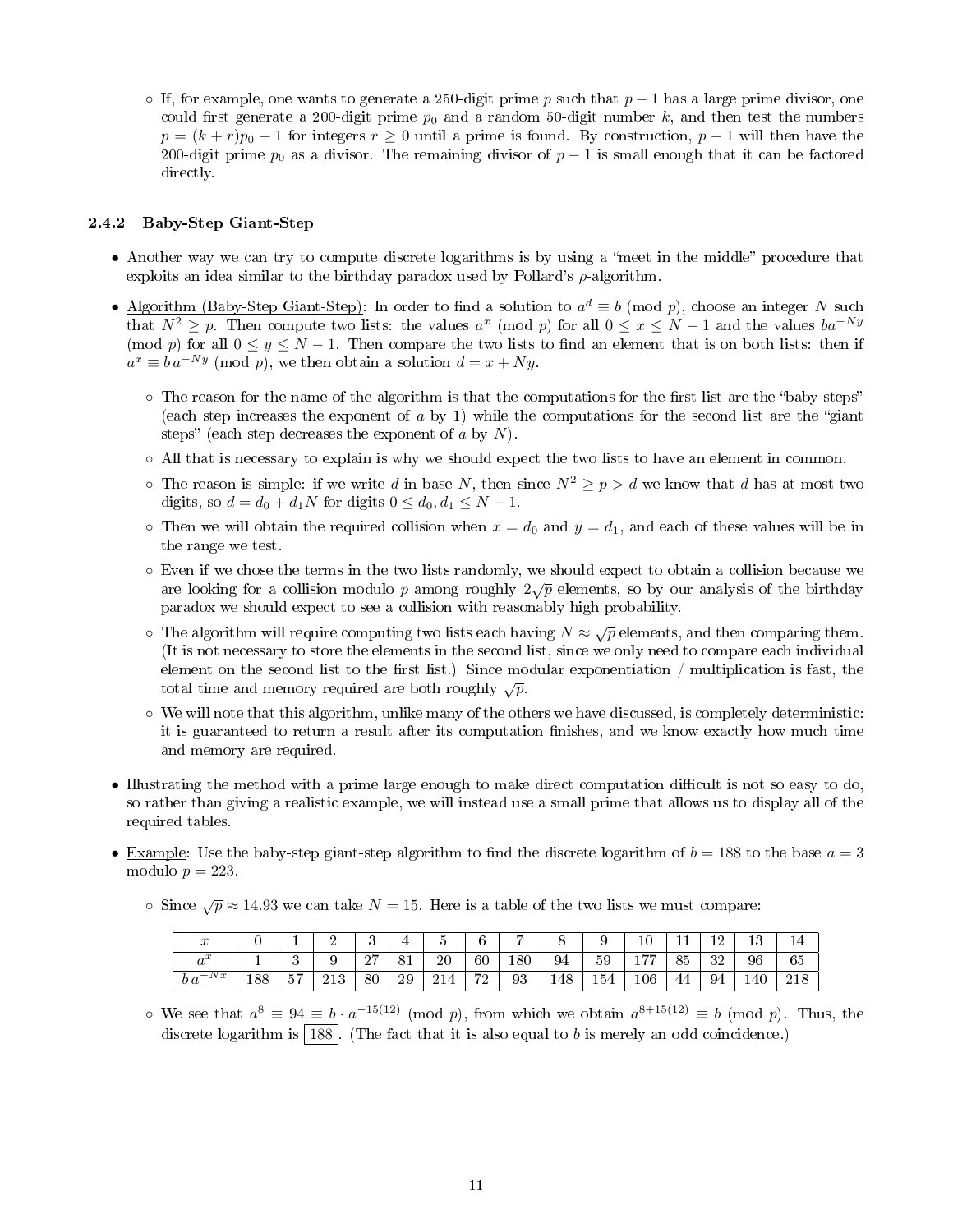- If, for example, one wants to generate a 250-digit prime $p$ such that $p-1$ has a large prime divisor, one could first generate a 200-digit prime $p_0$ and a random 50-digit number $k$, and then test the numbers $p = (k+r)p_0 + 1$ for integers $r \geq 0$ until a prime is found. By construction, $p-1$ will then have the 200-digit prime $p_0$ as a divisor. The remaining divisor of $p-1$ is small enough that it can be factored directly.

### 2.4.2 Baby-Step Giant-Step

- Another way we can try to compute discrete logarithms is by using a "meet in the middle" procedure that exploits an idea similar to the birthday paradox used by Pollard's $\rho$-algorithm.
- Algorithm (Baby-Step Giant-Step): In order to find a solution to $a^d \equiv b \pmod{p}$, choose an integer $N$ such that $N^2 \geq p$. Then compute two lists: the values $a^x \pmod{p}$ for all $0 \leq x \leq N-1$ and the values $ba^{-Ny} \pmod{p}$ for all $0 \leq y \leq N-1$. Then compare the two lists to find an element that is on both lists: then if $a^x \equiv b\,a^{-Ny} \pmod{p}$, we then obtain a solution $d = x + Ny$.
  - The reason for the name of the algorithm is that the computations for the first list are the "baby steps" (each step increases the exponent of $a$ by 1) while the computations for the second list are the "giant steps" (each step decreases the exponent of $a$ by $N$).
  - All that is necessary to explain is why we should expect the two lists to have an element in common.
  - The reason is simple: if we write $d$ in base $N$, then since $N^2 \geq p > d$ we know that $d$ has at most two digits, so $d = d_0 + d_1 N$ for digits $0 \leq d_0, d_1 \leq N-1$.
  - Then we will obtain the required collision when $x = d_0$ and $y = d_1$, and each of these values will be in the range we test.
  - Even if we chose the terms in the two lists randomly, we should expect to obtain a collision because we are looking for a collision modulo $p$ among roughly $2\sqrt{p}$ elements, so by our analysis of the birthday paradox we should expect to see a collision with reasonably high probability.
  - The algorithm will require computing two lists each having $N \approx \sqrt{p}$ elements, and then comparing them. (It is not necessary to store the elements in the second list, since we only need to compare each individual element on the second list to the first list.) Since modular exponentiation / multiplication is fast, the total time and memory required are both roughly $\sqrt{p}$.
  - We will note that this algorithm, unlike many of the others we have discussed, is completely deterministic: it is guaranteed to return a result after its computation finishes, and we know exactly how much time and memory are required.
- Illustrating the method with a prime large enough to make direct computation difficult is not so easy to do, so rather than giving a realistic example, we will instead use a small prime that allows us to display all of the required tables.
- Example: Use the baby-step giant-step algorithm to find the discrete logarithm of $b = 188$ to the base $a = 3$ modulo $p = 223$.
  - Since $\sqrt{p} \approx 14.93$ we can take $N = 15$. Here is a table of the two lists we must compare:

| $x$ | 0 | 1 | 2 | 3 | 4 | 5 | 6 | 7 | 8 | 9 | 10 | 11 | 12 | 13 | 14 |
|---|---|---|---|---|---|---|---|---|---|---|---|---|---|---|---|
| $a^x$ | 1 | 3 | 9 | 27 | 81 | 20 | 60 | 180 | 94 | 59 | 177 | 85 | 32 | 96 | 65 |
| $b\,a^{-Nx}$ | 188 | 57 | 213 | 80 | 29 | 214 | 72 | 93 | 148 | 154 | 106 | 44 | 94 | 140 | 218 |

  - We see that $a^8 \equiv 94 \equiv b \cdot a^{-15(12)} \pmod{p}$, from which we obtain $a^{8+15(12)} \equiv b \pmod{p}$. Thus, the discrete logarithm is $\boxed{188}$. (The fact that it is also equal to $b$ is merely an odd coincidence.)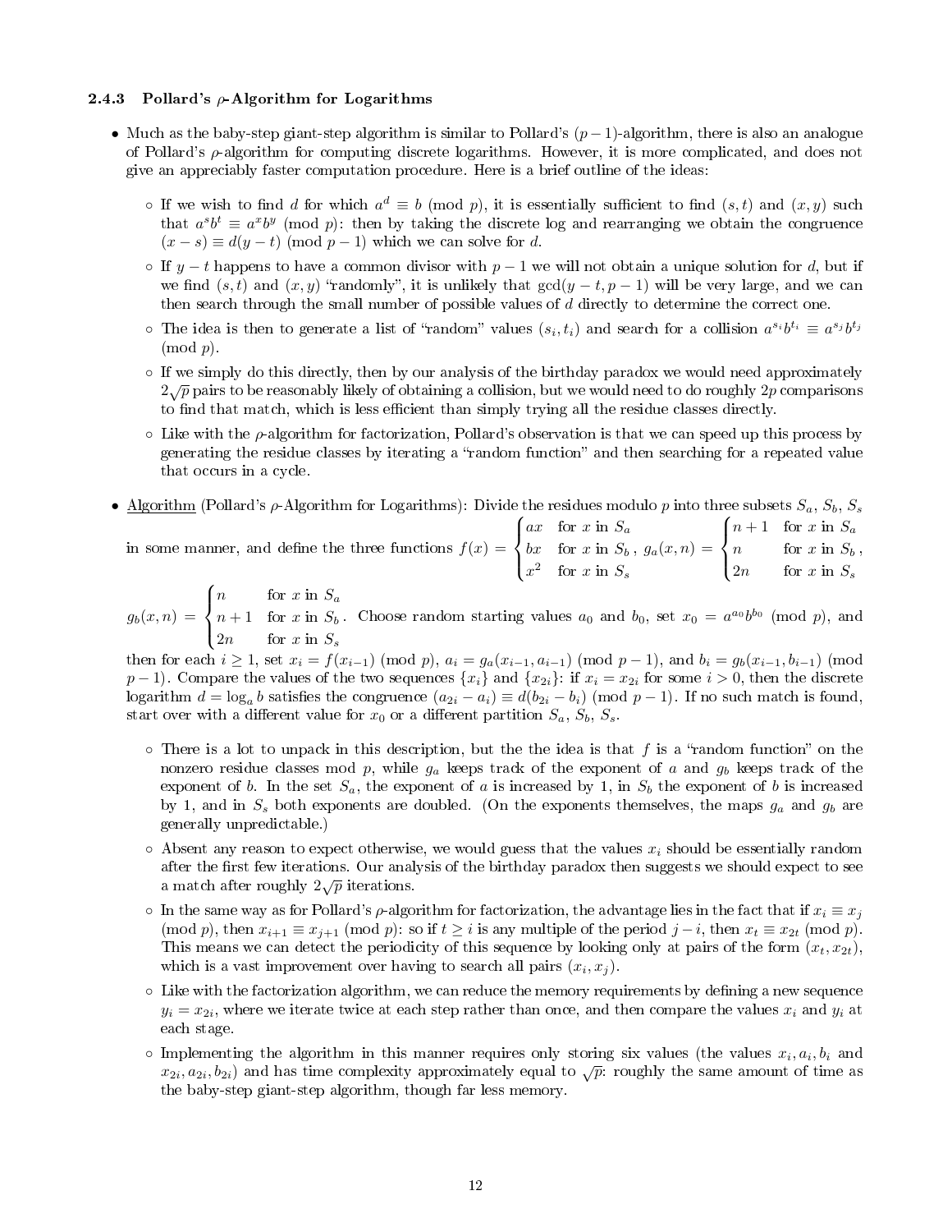### 2.4.3 Pollard's $\rho$-Algorithm for Logarithms

- Much as the baby-step giant-step algorithm is similar to Pollard's $(p-1)$-algorithm, there is also an analogue of Pollard's $\rho$-algorithm for computing discrete logarithms. However, it is more complicated, and does not give an appreciably faster computation procedure. Here is a brief outline of the ideas:
  - If we wish to find $d$ for which $a^d \equiv b \pmod p$, it is essentially sufficient to find $(s,t)$ and $(x,y)$ such that $a^s b^t \equiv a^x b^y \pmod p$: then by taking the discrete log and rearranging we obtain the congruence $(x-s) \equiv d(y-t) \pmod{p-1}$ which we can solve for $d$.
  - If $y-t$ happens to have a common divisor with $p-1$ we will not obtain a unique solution for $d$, but if we find $(s,t)$ and $(x,y)$ "randomly", it is unlikely that $\gcd(y-t, p-1)$ will be very large, and we can then search through the small number of possible values of $d$ directly to determine the correct one.
  - The idea is then to generate a list of "random" values $(s_i, t_i)$ and search for a collision $a^{s_i} b^{t_i} \equiv a^{s_j} b^{t_j} \pmod p$.
  - If we simply do this directly, then by our analysis of the birthday paradox we would need approximately $2\sqrt{p}$ pairs to be reasonably likely of obtaining a collision, but we would need to do roughly $2p$ comparisons to find that match, which is less efficient than simply trying all the residue classes directly.
  - Like with the $\rho$-algorithm for factorization, Pollard's observation is that we can speed up this process by generating the residue classes by iterating a "random function" and then searching for a repeated value that occurs in a cycle.

- <u>Algorithm</u> (Pollard's $\rho$-Algorithm for Logarithms): Divide the residues modulo $p$ into three subsets $S_a$, $S_b$, $S_s$ in some manner, and define the three functions $f(x) = \begin{cases} ax & \text{for } x \text{ in } S_a \\ bx & \text{for } x \text{ in } S_b \\ x^2 & \text{for } x \text{ in } S_s \end{cases}$, $g_a(x,n) = \begin{cases} n+1 & \text{for } x \text{ in } S_a \\ n & \text{for } x \text{ in } S_b \\ 2n & \text{for } x \text{ in } S_s \end{cases}$, $g_b(x,n) = \begin{cases} n & \text{for } x \text{ in } S_a \\ n+1 & \text{for } x \text{ in } S_b \\ 2n & \text{for } x \text{ in } S_s \end{cases}$. Choose random starting values $a_0$ and $b_0$, set $x_0 = a^{a_0} b^{b_0} \pmod p$, and then for each $i \geq 1$, set $x_i = f(x_{i-1}) \pmod p$, $a_i = g_a(x_{i-1}, a_{i-1}) \pmod{p-1}$, and $b_i = g_b(x_{i-1}, b_{i-1}) \pmod{p-1}$. Compare the values of the two sequences $\{x_i\}$ and $\{x_{2i}\}$: if $x_i = x_{2i}$ for some $i > 0$, then the discrete logarithm $d = \log_a b$ satisfies the congruence $(a_{2i} - a_i) \equiv d(b_{2i} - b_i) \pmod{p-1}$. If no such match is found, start over with a different value for $x_0$ or a different partition $S_a$, $S_b$, $S_s$.
  - There is a lot to unpack in this description, but the the idea is that $f$ is a "random function" on the nonzero residue classes mod $p$, while $g_a$ keeps track of the exponent of $a$ and $g_b$ keeps track of the exponent of $b$. In the set $S_a$, the exponent of $a$ is increased by 1, in $S_b$ the exponent of $b$ is increased by 1, and in $S_s$ both exponents are doubled. (On the exponents themselves, the maps $g_a$ and $g_b$ are generally unpredictable.)
  - Absent any reason to expect otherwise, we would guess that the values $x_i$ should be essentially random after the first few iterations. Our analysis of the birthday paradox then suggests we should expect to see a match after roughly $2\sqrt{p}$ iterations.
  - In the same way as for Pollard's $\rho$-algorithm for factorization, the advantage lies in the fact that if $x_i \equiv x_j \pmod p$, then $x_{i+1} \equiv x_{j+1} \pmod p$: so if $t \geq i$ is any multiple of the period $j-i$, then $x_t \equiv x_{2t} \pmod p$. This means we can detect the periodicity of this sequence by looking only at pairs of the form $(x_t, x_{2t})$, which is a vast improvement over having to search all pairs $(x_i, x_j)$.
  - Like with the factorization algorithm, we can reduce the memory requirements by defining a new sequence $y_i = x_{2i}$, where we iterate twice at each step rather than once, and then compare the values $x_i$ and $y_i$ at each stage.
  - Implementing the algorithm in this manner requires only storing six values (the values $x_i, a_i, b_i$ and $x_{2i}, a_{2i}, b_{2i}$) and has time complexity approximately equal to $\sqrt{p}$: roughly the same amount of time as the baby-step giant-step algorithm, though far less memory.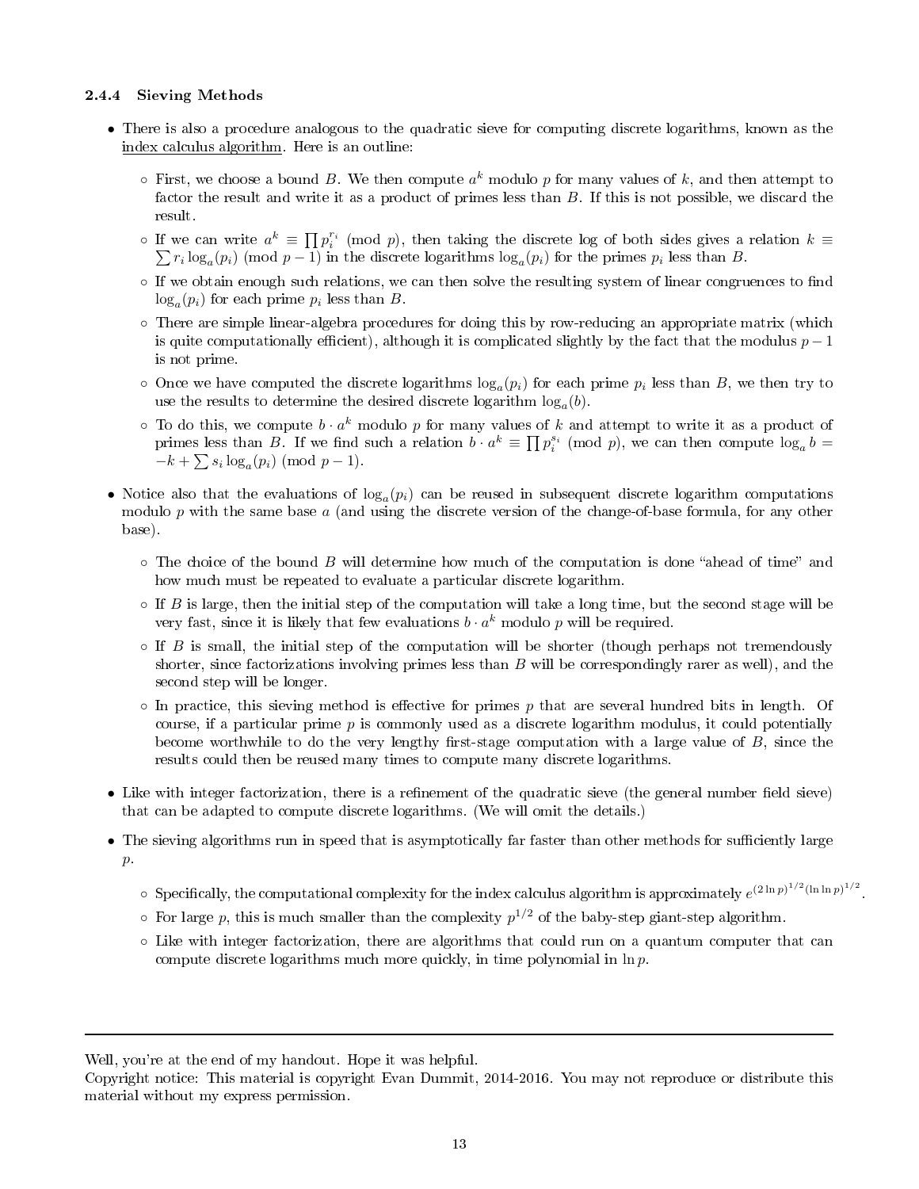### 2.4.4 Sieving Methods

- There is also a procedure analogous to the quadratic sieve for computing discrete logarithms, known as the index calculus algorithm. Here is an outline:
  - First, we choose a bound $B$. We then compute $a^k$ modulo $p$ for many values of $k$, and then attempt to factor the result and write it as a product of primes less than $B$. If this is not possible, we discard the result.
  - If we can write $a^k \equiv \prod p_i^{r_i} \pmod{p}$, then taking the discrete log of both sides gives a relation $k \equiv \sum r_i \log_a(p_i) \pmod{p-1}$ in the discrete logarithms $\log_a(p_i)$ for the primes $p_i$ less than $B$.
  - If we obtain enough such relations, we can then solve the resulting system of linear congruences to find $\log_a(p_i)$ for each prime $p_i$ less than $B$.
  - There are simple linear-algebra procedures for doing this by row-reducing an appropriate matrix (which is quite computationally efficient), although it is complicated slightly by the fact that the modulus $p-1$ is not prime.
  - Once we have computed the discrete logarithms $\log_a(p_i)$ for each prime $p_i$ less than $B$, we then try to use the results to determine the desired discrete logarithm $\log_a(b)$.
  - To do this, we compute $b \cdot a^k$ modulo $p$ for many values of $k$ and attempt to write it as a product of primes less than $B$. If we find such a relation $b \cdot a^k \equiv \prod p_i^{s_i} \pmod{p}$, we can then compute $\log_a b = -k + \sum s_i \log_a(p_i) \pmod{p-1}$.
- Notice also that the evaluations of $\log_a(p_i)$ can be reused in subsequent discrete logarithm computations modulo $p$ with the same base $a$ (and using the discrete version of the change-of-base formula, for any other base).
  - The choice of the bound $B$ will determine how much of the computation is done "ahead of time" and how much must be repeated to evaluate a particular discrete logarithm.
  - If $B$ is large, then the initial step of the computation will take a long time, but the second stage will be very fast, since it is likely that few evaluations $b \cdot a^k$ modulo $p$ will be required.
  - If $B$ is small, the initial step of the computation will be shorter (though perhaps not tremendously shorter, since factorizations involving primes less than $B$ will be correspondingly rarer as well), and the second step will be longer.
  - In practice, this sieving method is effective for primes $p$ that are several hundred bits in length. Of course, if a particular prime $p$ is commonly used as a discrete logarithm modulus, it could potentially become worthwhile to do the very lengthy first-stage computation with a large value of $B$, since the results could then be reused many times to compute many discrete logarithms.
- Like with integer factorization, there is a refinement of the quadratic sieve (the general number field sieve) that can be adapted to compute discrete logarithms. (We will omit the details.)
- The sieving algorithms run in speed that is asymptotically far faster than other methods for sufficiently large $p$.
  - Specifically, the computational complexity for the index calculus algorithm is approximately $e^{(2 \ln p)^{1/2} (\ln \ln p)^{1/2}}$.
  - For large $p$, this is much smaller than the complexity $p^{1/2}$ of the baby-step giant-step algorithm.
  - Like with integer factorization, there are algorithms that could run on a quantum computer that can compute discrete logarithms much more quickly, in time polynomial in $\ln p$.

---

Well, you're at the end of my handout. Hope it was helpful.
Copyright notice: This material is copyright Evan Dummit, 2014-2016. You may not reproduce or distribute this material without my express permission.